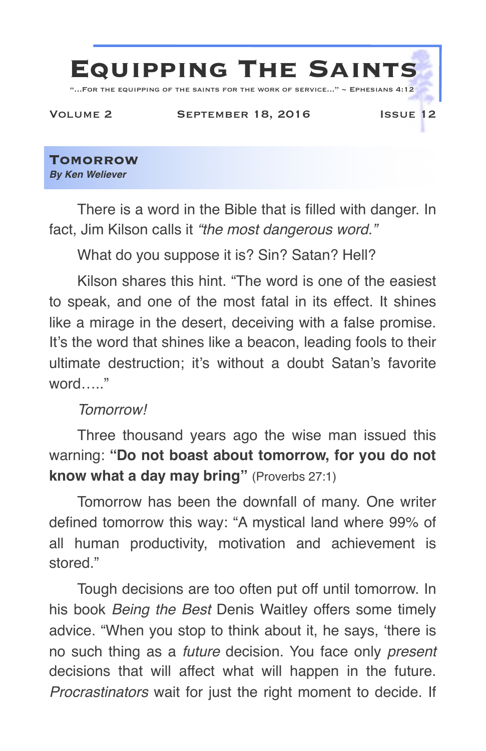# Equipping The Saints

"...For the equipping of the saints for the work of service..." ~ Ephesians 4:12

Volume 2 | September 18, 2016 | Issue 12

## Tomorrow

***By Ken Weliever***

There is a word in the Bible that is filled with danger. In fact, Jim Kilson calls it *"the most dangerous word."*

What do you suppose it is? Sin? Satan? Hell?

Kilson shares this hint. "The word is one of the easiest to speak, and one of the most fatal in its effect. It shines like a mirage in the desert, deceiving with a false promise. It's the word that shines like a beacon, leading fools to their ultimate destruction; it's without a doubt Satan's favorite word….."

*Tomorrow!*

Three thousand years ago the wise man issued this warning: **"Do not boast about tomorrow, for you do not know what a day may bring"** (Proverbs 27:1)

Tomorrow has been the downfall of many. One writer defined tomorrow this way: "A mystical land where 99% of all human productivity, motivation and achievement is stored."

Tough decisions are too often put off until tomorrow. In his book *Being the Best* Denis Waitley offers some timely advice. "When you stop to think about it, he says, 'there is no such thing as a *future* decision. You face only *present* decisions that will affect what will happen in the future. *Procrastinators* wait for just the right moment to decide. If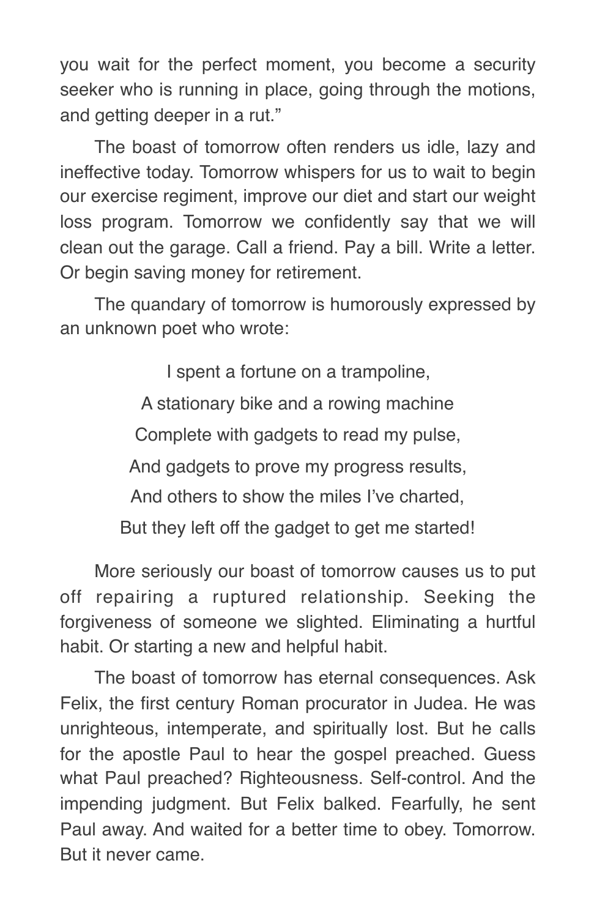you wait for the perfect moment, you become a security seeker who is running in place, going through the motions, and getting deeper in a rut."

The boast of tomorrow often renders us idle, lazy and ineffective today. Tomorrow whispers for us to wait to begin our exercise regiment, improve our diet and start our weight loss program. Tomorrow we confidently say that we will clean out the garage. Call a friend. Pay a bill. Write a letter. Or begin saving money for retirement.

The quandary of tomorrow is humorously expressed by an unknown poet who wrote:

> I spent a fortune on a trampoline,
> A stationary bike and a rowing machine
> Complete with gadgets to read my pulse,
> And gadgets to prove my progress results,
> And others to show the miles I've charted,
> But they left off the gadget to get me started!

More seriously our boast of tomorrow causes us to put off repairing a ruptured relationship. Seeking the forgiveness of someone we slighted. Eliminating a hurtful habit. Or starting a new and helpful habit.

The boast of tomorrow has eternal consequences. Ask Felix, the first century Roman procurator in Judea. He was unrighteous, intemperate, and spiritually lost. But he calls for the apostle Paul to hear the gospel preached. Guess what Paul preached? Righteousness. Self-control. And the impending judgment. But Felix balked. Fearfully, he sent Paul away. And waited for a better time to obey. Tomorrow. But it never came.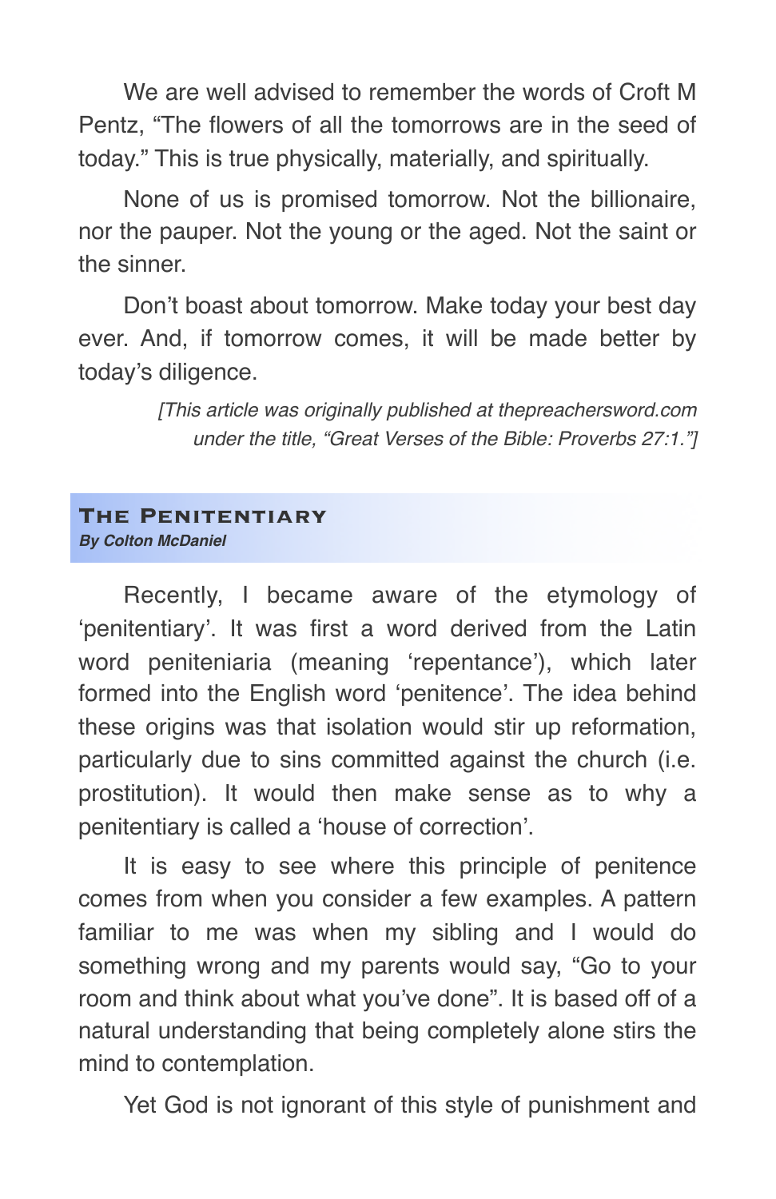We are well advised to remember the words of Croft M Pentz, "The flowers of all the tomorrows are in the seed of today." This is true physically, materially, and spiritually.

None of us is promised tomorrow. Not the billionaire, nor the pauper. Not the young or the aged. Not the saint or the sinner.

Don't boast about tomorrow. Make today your best day ever. And, if tomorrow comes, it will be made better by today's diligence.

*[This article was originally published at thepreachersword.com under the title, "Great Verses of the Bible: Proverbs 27:1."]*

## The Penitentiary

***By Colton McDaniel***

Recently, I became aware of the etymology of 'penitentiary'. It was first a word derived from the Latin word peniteniaria (meaning 'repentance'), which later formed into the English word 'penitence'. The idea behind these origins was that isolation would stir up reformation, particularly due to sins committed against the church (i.e. prostitution). It would then make sense as to why a penitentiary is called a 'house of correction'.

It is easy to see where this principle of penitence comes from when you consider a few examples. A pattern familiar to me was when my sibling and I would do something wrong and my parents would say, "Go to your room and think about what you've done". It is based off of a natural understanding that being completely alone stirs the mind to contemplation.

Yet God is not ignorant of this style of punishment and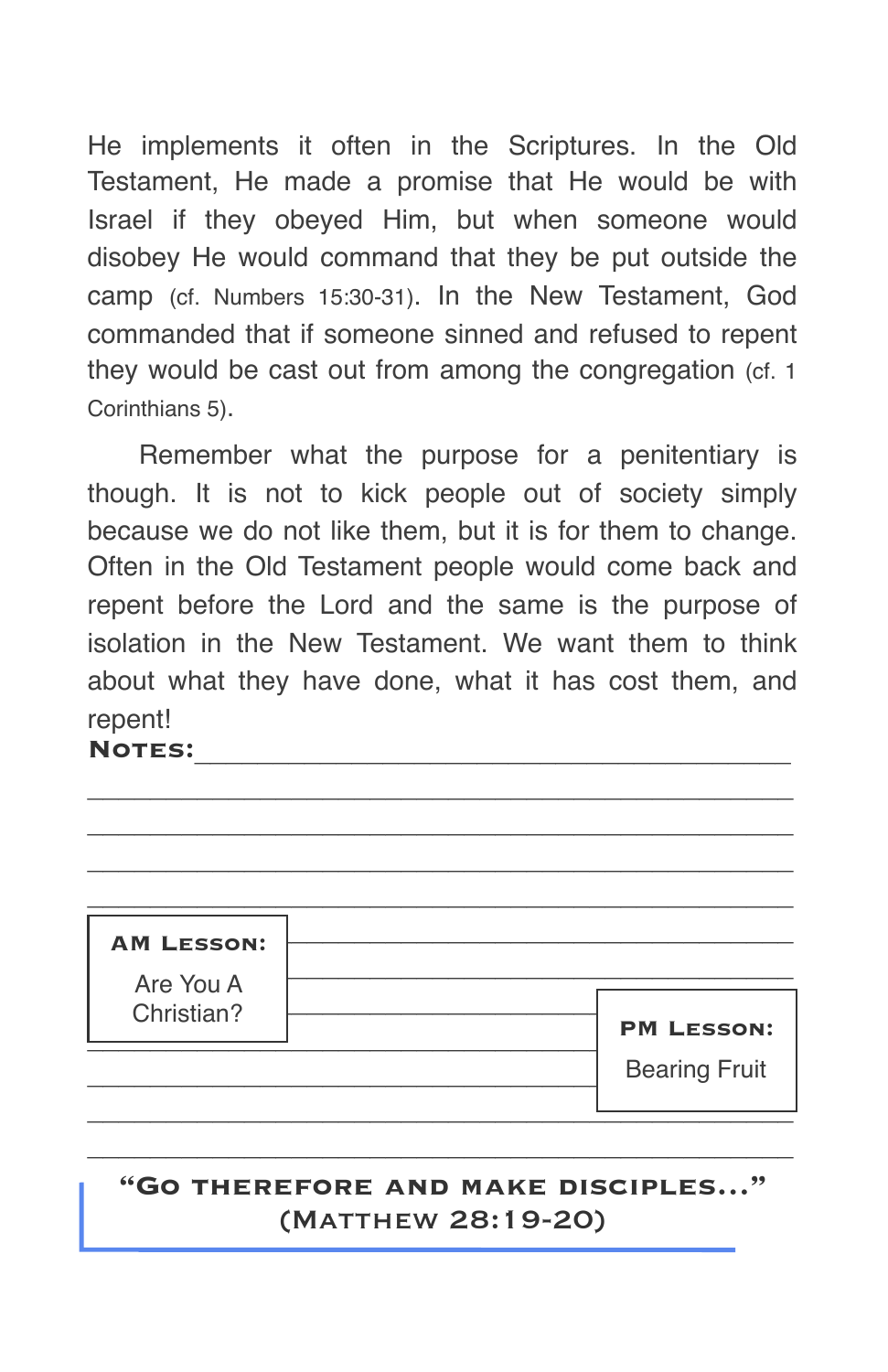He implements it often in the Scriptures. In the Old Testament, He made a promise that He would be with Israel if they obeyed Him, but when someone would disobey He would command that they be put outside the camp (cf. Numbers 15:30-31). In the New Testament, God commanded that if someone sinned and refused to repent they would be cast out from among the congregation (cf. 1 Corinthians 5).

Remember what the purpose for a penitentiary is though. It is not to kick people out of society simply because we do not like them, but it is for them to change. Often in the Old Testament people would come back and repent before the Lord and the same is the purpose of isolation in the New Testament. We want them to think about what they have done, what it has cost them, and repent!

**Notes:**

**AM Lesson:** Are You A Christian?

**PM Lesson:** Bearing Fruit

**"Go therefore and make disciples..." (Matthew 28:19-20)**